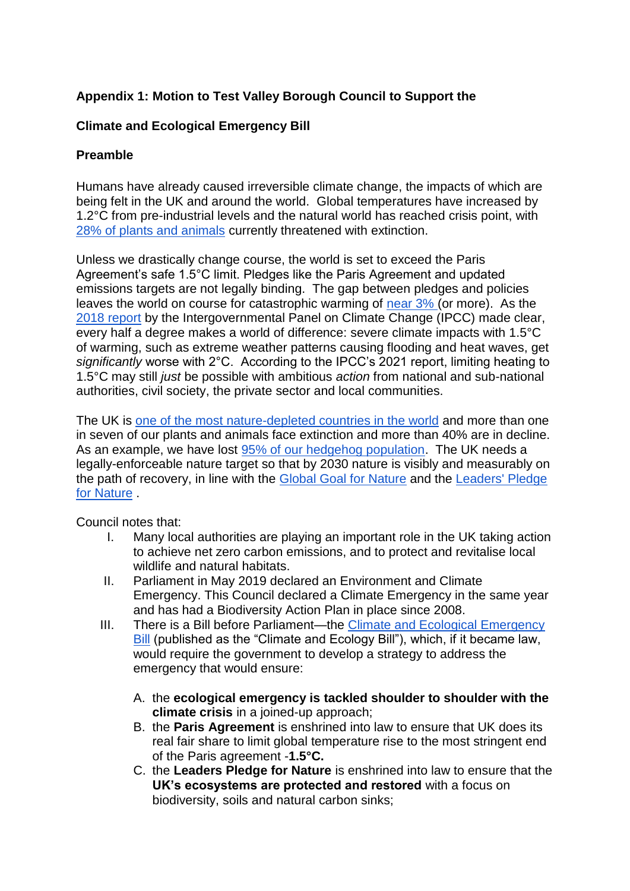**Appendix 1: Motion to Test Valley Borough Council to Support the**

**Climate and Ecological Emergency Bill**

**Preamble**

Humans have already caused irreversible climate change, the impacts of which are being felt in the UK and around the world. Global temperatures have increased by 1.2°C from pre-industrial levels and the natural world has reached crisis point, with [28% of plants and animals](#) currently threatened with extinction.

Unless we drastically change course, the world is set to exceed the Paris Agreement's safe 1.5°C limit. Pledges like the Paris Agreement and updated emissions targets are not legally binding. The gap between pledges and policies leaves the world on course for catastrophic warming of [near 3%](#) (or more). As the [2018 report](#) by the Intergovernmental Panel on Climate Change (IPCC) made clear, every half a degree makes a world of difference: severe climate impacts with 1.5°C of warming, such as extreme weather patterns causing flooding and heat waves, get *significantly* worse with 2°C. According to the IPCC's 2021 report, limiting heating to 1.5°C may still *just* be possible with ambitious *action* from national and sub-national authorities, civil society, the private sector and local communities.

The UK is [one of the most nature-depleted countries in the world](#) and more than one in seven of our plants and animals face extinction and more than 40% are in decline. As an example, we have lost [95% of our hedgehog population](#). The UK needs a legally-enforceable nature target so that by 2030 nature is visibly and measurably on the path of recovery, in line with the [Global Goal for Nature](#) and the [Leaders' Pledge for Nature](#) .

Council notes that:

I. Many local authorities are playing an important role in the UK taking action to achieve net zero carbon emissions, and to protect and revitalise local wildlife and natural habitats.

II. Parliament in May 2019 declared an Environment and Climate Emergency. This Council declared a Climate Emergency in the same year and has had a Biodiversity Action Plan in place since 2008.

III. There is a Bill before Parliament—the [Climate and Ecological Emergency Bill](#) (published as the "Climate and Ecology Bill"), which, if it became law, would require the government to develop a strategy to address the emergency that would ensure:

   A. the **ecological emergency is tackled shoulder to shoulder with the climate crisis** in a joined-up approach;
   B. the **Paris Agreement** is enshrined into law to ensure that UK does its real fair share to limit global temperature rise to the most stringent end of the Paris agreement -**1.5°C.**
   C. the **Leaders Pledge for Nature** is enshrined into law to ensure that the **UK's ecosystems are protected and restored** with a focus on biodiversity, soils and natural carbon sinks;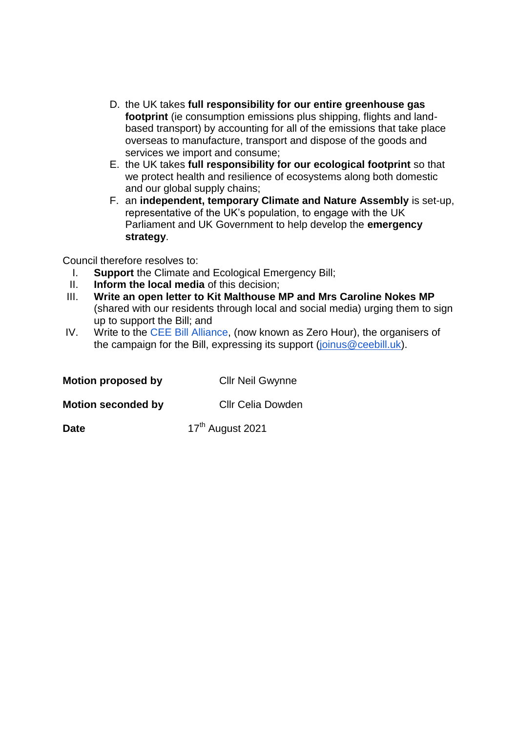D. the UK takes **full responsibility for our entire greenhouse gas footprint** (ie consumption emissions plus shipping, flights and land-based transport) by accounting for all of the emissions that take place overseas to manufacture, transport and dispose of the goods and services we import and consume;

E. the UK takes **full responsibility for our ecological footprint** so that we protect health and resilience of ecosystems along both domestic and our global supply chains;

F. an **independent, temporary Climate and Nature Assembly** is set-up, representative of the UK's population, to engage with the UK Parliament and UK Government to help develop the **emergency strategy**.

Council therefore resolves to:

I. **Support** the Climate and Ecological Emergency Bill;

II. **Inform the local media** of this decision;

III. **Write an open letter to Kit Malthouse MP and Mrs Caroline Nokes MP** (shared with our residents through local and social media) urging them to sign up to support the Bill; and

IV. Write to the CEE Bill Alliance, (now known as Zero Hour), the organisers of the campaign for the Bill, expressing its support (joinus@ceebill.uk).

**Motion proposed by** Cllr Neil Gwynne

**Motion seconded by** Cllr Celia Dowden

**Date** 17th August 2021